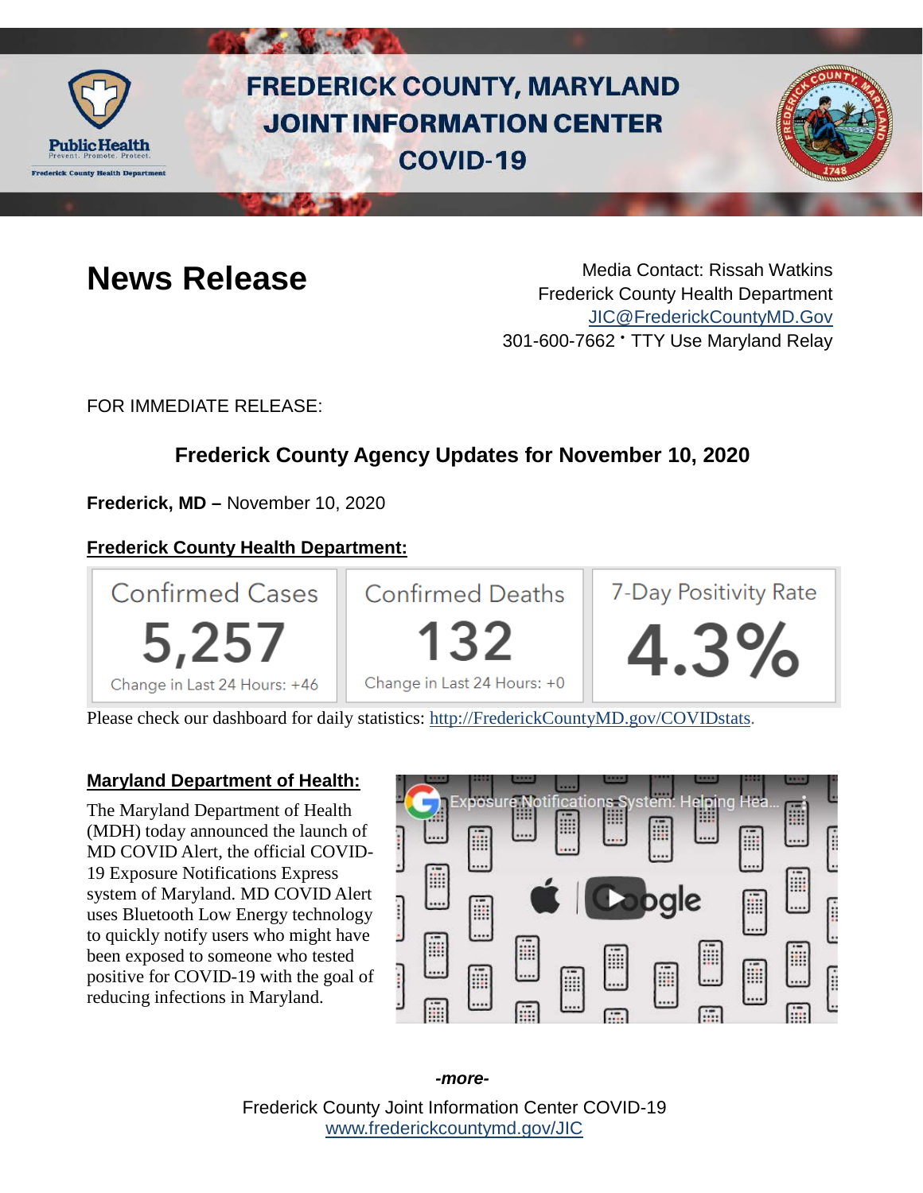# FREDERICK COUNTY, MARYLAND JOINT INFORMATION CENTER COVID-19

## News Release

Media Contact: Rissah Watkins
Frederick County Health Department
JIC@FrederickCountyMD.Gov
301-600-7662 • TTY Use Maryland Relay

FOR IMMEDIATE RELEASE:

### Frederick County Agency Updates for November 10, 2020

**Frederick, MD –** November 10, 2020

**Frederick County Health Department:**

| Confirmed Cases | Confirmed Deaths | 7-Day Positivity Rate |
|---|---|---|
| 5,257 | 132 | 4.3% |
| Change in Last 24 Hours: +46 | Change in Last 24 Hours: +0 | |

Please check our dashboard for daily statistics: http://FrederickCountyMD.gov/COVIDstats.

**Maryland Department of Health:**

The Maryland Department of Health (MDH) today announced the launch of MD COVID Alert, the official COVID-19 Exposure Notifications Express system of Maryland. MD COVID Alert uses Bluetooth Low Energy technology to quickly notify users who might have been exposed to someone who tested positive for COVID-19 with the goal of reducing infections in Maryland.

*-more-*

Frederick County Joint Information Center COVID-19
www.frederickcountymd.gov/JIC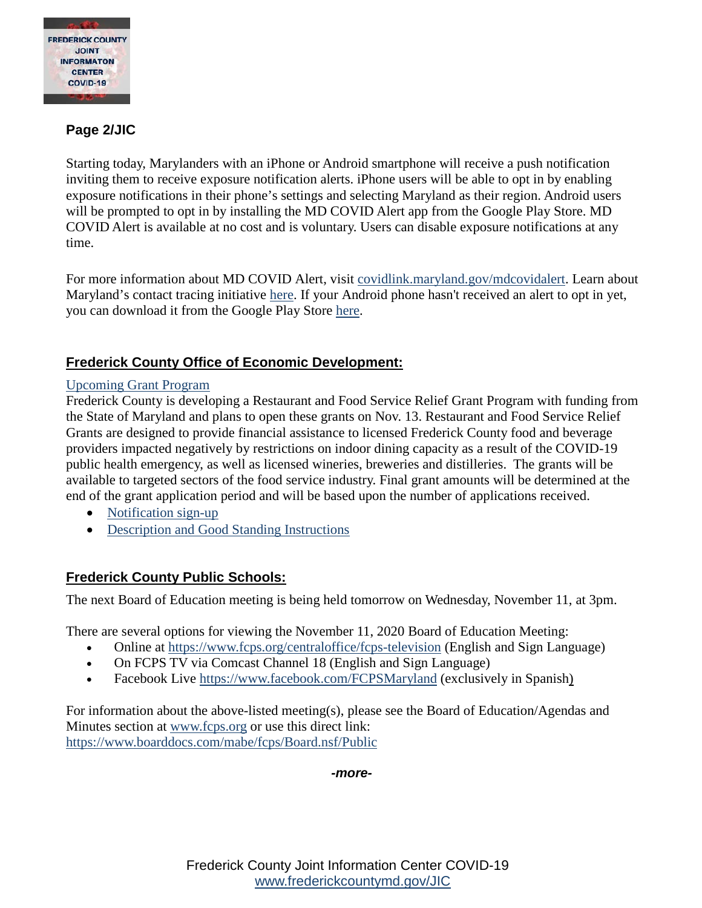Starting today, Marylanders with an iPhone or Android smartphone will receive a push notification inviting them to receive exposure notification alerts. iPhone users will be able to opt in by enabling exposure notifications in their phone's settings and selecting Maryland as their region. Android users will be prompted to opt in by installing the MD COVID Alert app from the Google Play Store. MD COVID Alert is available at no cost and is voluntary. Users can disable exposure notifications at any time.

For more information about MD COVID Alert, visit covidlink.maryland.gov/mdcovidalert. Learn about Maryland's contact tracing initiative here. If your Android phone hasn't received an alert to opt in yet, you can download it from the Google Play Store here.

## Frederick County Office of Economic Development:

Upcoming Grant Program

Frederick County is developing a Restaurant and Food Service Relief Grant Program with funding from the State of Maryland and plans to open these grants on Nov. 13. Restaurant and Food Service Relief Grants are designed to provide financial assistance to licensed Frederick County food and beverage providers impacted negatively by restrictions on indoor dining capacity as a result of the COVID-19 public health emergency, as well as licensed wineries, breweries and distilleries. The grants will be available to targeted sectors of the food service industry. Final grant amounts will be determined at the end of the grant application period and will be based upon the number of applications received.

- Notification sign-up
- Description and Good Standing Instructions

## Frederick County Public Schools:

The next Board of Education meeting is being held tomorrow on Wednesday, November 11, at 3pm.

There are several options for viewing the November 11, 2020 Board of Education Meeting:

- Online at https://www.fcps.org/centraloffice/fcps-television (English and Sign Language)
- On FCPS TV via Comcast Channel 18 (English and Sign Language)
- Facebook Live https://www.facebook.com/FCPSMaryland (exclusively in Spanish)

For information about the above-listed meeting(s), please see the Board of Education/Agendas and Minutes section at www.fcps.org or use this direct link: https://www.boarddocs.com/mabe/fcps/Board.nsf/Public

*-more-*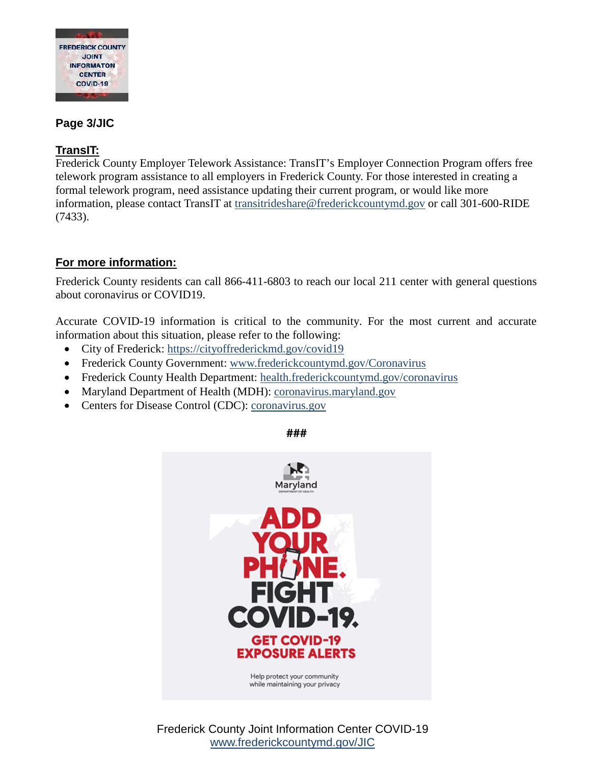**Page 3/JIC**

## TransIT:

Frederick County Employer Telework Assistance: TransIT's Employer Connection Program offers free telework program assistance to all employers in Frederick County. For those interested in creating a formal telework program, need assistance updating their current program, or would like more information, please contact TransIT at transitrideshare@frederickcountymd.gov or call 301-600-RIDE (7433).

## For more information:

Frederick County residents can call 866-411-6803 to reach our local 211 center with general questions about coronavirus or COVID19.

Accurate COVID-19 information is critical to the community. For the most current and accurate information about this situation, please refer to the following:

- City of Frederick: https://cityoffrederickmd.gov/covid19
- Frederick County Government: www.frederickcountymd.gov/Coronavirus
- Frederick County Health Department: health.frederickcountymd.gov/coronavirus
- Maryland Department of Health (MDH): coronavirus.maryland.gov
- Centers for Disease Control (CDC): coronavirus.gov

###

Maryland Department of Health

ADD YOUR PHONE. FIGHT COVID-19.

GET COVID-19 EXPOSURE ALERTS

Help protect your community while maintaining your privacy

Frederick County Joint Information Center COVID-19
www.frederickcountymd.gov/JIC